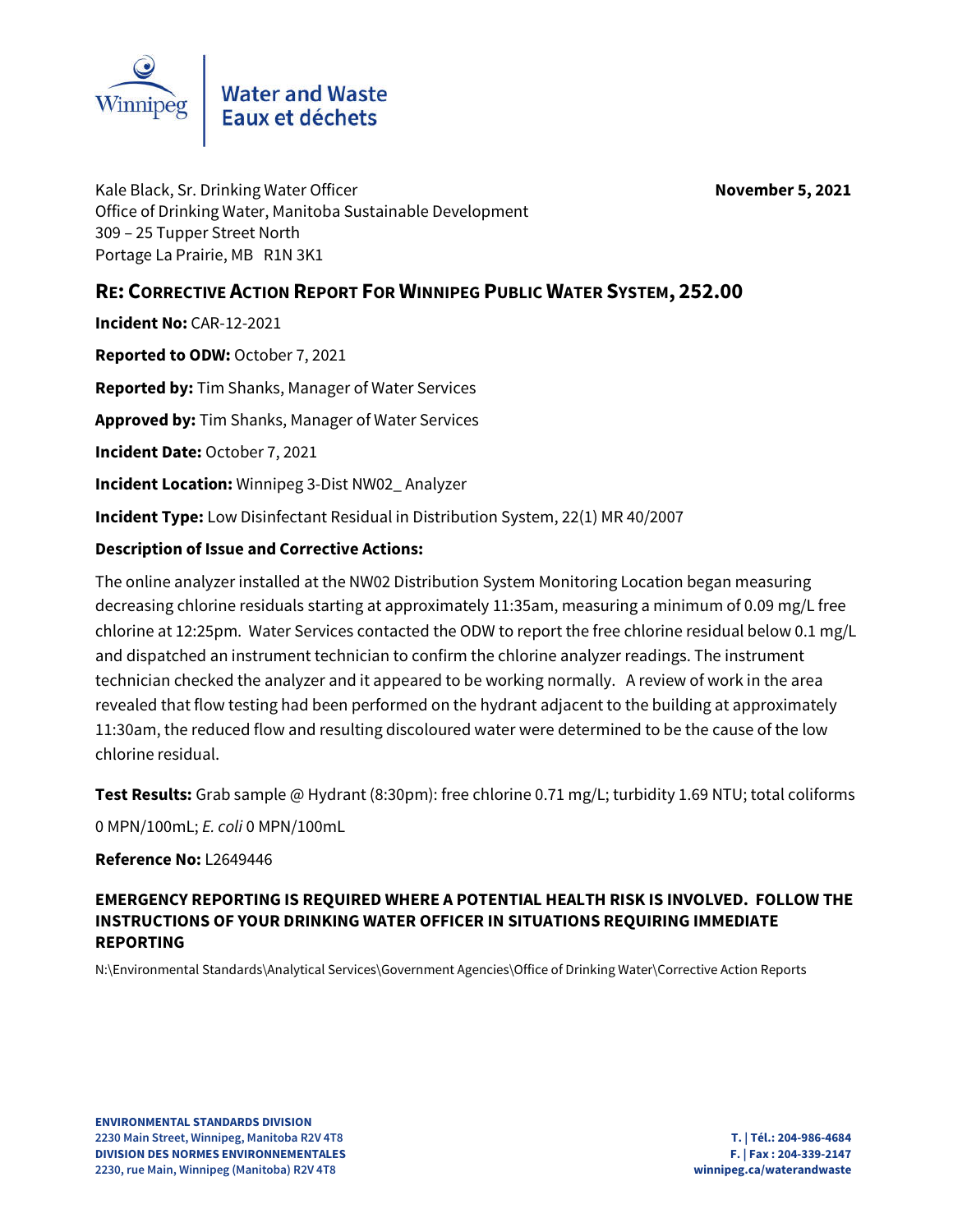Water and Waste
Eaux et déchets

Kale Black, Sr. Drinking Water Officer
Office of Drinking Water, Manitoba Sustainable Development
309 – 25 Tupper Street North
Portage La Prairie, MB R1N 3K1

**November 5, 2021**

## RE: CORRECTIVE ACTION REPORT FOR WINNIPEG PUBLIC WATER SYSTEM, 252.00

**Incident No:** CAR-12-2021

**Reported to ODW:** October 7, 2021

**Reported by:** Tim Shanks, Manager of Water Services

**Approved by:** Tim Shanks, Manager of Water Services

**Incident Date:** October 7, 2021

**Incident Location:** Winnipeg 3-Dist NW02_ Analyzer

**Incident Type:** Low Disinfectant Residual in Distribution System, 22(1) MR 40/2007

**Description of Issue and Corrective Actions:**

The online analyzer installed at the NW02 Distribution System Monitoring Location began measuring decreasing chlorine residuals starting at approximately 11:35am, measuring a minimum of 0.09 mg/L free chlorine at 12:25pm. Water Services contacted the ODW to report the free chlorine residual below 0.1 mg/L and dispatched an instrument technician to confirm the chlorine analyzer readings. The instrument technician checked the analyzer and it appeared to be working normally. A review of work in the area revealed that flow testing had been performed on the hydrant adjacent to the building at approximately 11:30am, the reduced flow and resulting discoloured water were determined to be the cause of the low chlorine residual.

**Test Results:** Grab sample @ Hydrant (8:30pm): free chlorine 0.71 mg/L; turbidity 1.69 NTU; total coliforms 0 MPN/100mL; *E. coli* 0 MPN/100mL

**Reference No:** L2649446

**EMERGENCY REPORTING IS REQUIRED WHERE A POTENTIAL HEALTH RISK IS INVOLVED. FOLLOW THE INSTRUCTIONS OF YOUR DRINKING WATER OFFICER IN SITUATIONS REQUIRING IMMEDIATE REPORTING**

N:\Environmental Standards\Analytical Services\Government Agencies\Office of Drinking Water\Corrective Action Reports

**ENVIRONMENTAL STANDARDS DIVISION**
**2230 Main Street, Winnipeg, Manitoba R2V 4T8**
**DIVISION DES NORMES ENVIRONNEMENTALES**
**2230, rue Main, Winnipeg (Manitoba) R2V 4T8**

**T. | Tél.: 204-986-4684**
**F. | Fax : 204-339-2147**
**winnipeg.ca/waterandwaste**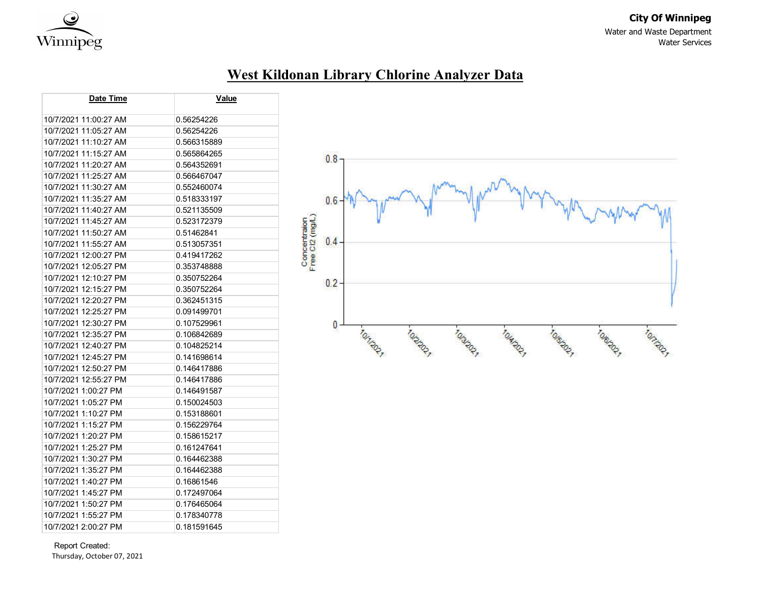City Of Winnipeg
Water and Waste Department
Water Services

# West Kildonan Library Chlorine Analyzer Data

| Date Time | Value |
|---|---|
| 10/7/2021 11:00:27 AM | 0.56254226 |
| 10/7/2021 11:05:27 AM | 0.56254226 |
| 10/7/2021 11:10:27 AM | 0.566315889 |
| 10/7/2021 11:15:27 AM | 0.565864265 |
| 10/7/2021 11:20:27 AM | 0.564352691 |
| 10/7/2021 11:25:27 AM | 0.566467047 |
| 10/7/2021 11:30:27 AM | 0.552460074 |
| 10/7/2021 11:35:27 AM | 0.518333197 |
| 10/7/2021 11:40:27 AM | 0.521135509 |
| 10/7/2021 11:45:27 AM | 0.523172379 |
| 10/7/2021 11:50:27 AM | 0.51462841 |
| 10/7/2021 11:55:27 AM | 0.513057351 |
| 10/7/2021 12:00:27 PM | 0.419417262 |
| 10/7/2021 12:05:27 PM | 0.353748888 |
| 10/7/2021 12:10:27 PM | 0.350752264 |
| 10/7/2021 12:15:27 PM | 0.350752264 |
| 10/7/2021 12:20:27 PM | 0.362451315 |
| 10/7/2021 12:25:27 PM | 0.091499701 |
| 10/7/2021 12:30:27 PM | 0.107529961 |
| 10/7/2021 12:35:27 PM | 0.106842689 |
| 10/7/2021 12:40:27 PM | 0.104825214 |
| 10/7/2021 12:45:27 PM | 0.141698614 |
| 10/7/2021 12:50:27 PM | 0.146417886 |
| 10/7/2021 12:55:27 PM | 0.146417886 |
| 10/7/2021 1:00:27 PM | 0.146491587 |
| 10/7/2021 1:05:27 PM | 0.150024503 |
| 10/7/2021 1:10:27 PM | 0.153188601 |
| 10/7/2021 1:15:27 PM | 0.156229764 |
| 10/7/2021 1:20:27 PM | 0.158615217 |
| 10/7/2021 1:25:27 PM | 0.161247641 |
| 10/7/2021 1:30:27 PM | 0.164462388 |
| 10/7/2021 1:35:27 PM | 0.164462388 |
| 10/7/2021 1:40:27 PM | 0.16861546 |
| 10/7/2021 1:45:27 PM | 0.172497064 |
| 10/7/2021 1:50:27 PM | 0.176465064 |
| 10/7/2021 1:55:27 PM | 0.178340778 |
| 10/7/2021 2:00:27 PM | 0.181591645 |

Concentraion
Free Cl2 (mg/L)

0.8
0.6
0.4
0.2
0

10/1/2021
10/2/2021
10/3/2021
10/4/2021
10/5/2021
10/6/2021
10/7/2021

Report Created:
Thursday, October 07, 2021